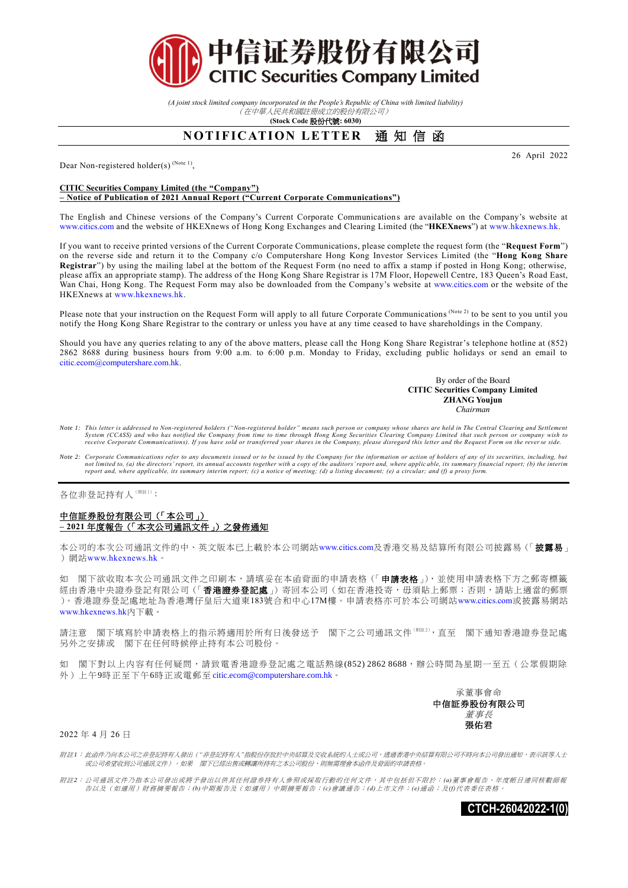# 中信证券股份有限公司
# CITIC Securities Company Limited

*(A joint stock limited company incorporated in the People's Republic of China with limited liability)*
*（在中華人民共和國註冊成立的股份有限公司）*
**(Stock Code 股份代號: 6030)**

## NOTIFICATION LETTER　通知信函

26 April 2022

Dear Non-registered holder(s) [(Note 1)],

**CITIC Securities Company Limited (the "Company")**
**– Notice of Publication of 2021 Annual Report ("Current Corporate Communications")**

The English and Chinese versions of the Company's Current Corporate Communications are available on the Company's website at www.citics.com and the website of HKEXnews of Hong Kong Exchanges and Clearing Limited (the "**HKEXnews**") at www.hkexnews.hk.

If you want to receive printed versions of the Current Corporate Communications, please complete the request form (the "**Request Form**") on the reverse side and return it to the Company c/o Computershare Hong Kong Investor Services Limited (the "**Hong Kong Share Registrar**") by using the mailing label at the bottom of the Request Form (no need to affix a stamp if posted in Hong Kong; otherwise, please affix an appropriate stamp). The address of the Hong Kong Share Registrar is 17M Floor, Hopewell Centre, 183 Queen's Road East, Wan Chai, Hong Kong. The Request Form may also be downloaded from the Company's website at www.citics.com or the website of the HKEXnews at www.hkexnews.hk.

Please note that your instruction on the Request Form will apply to all future Corporate Communications [(Note 2)] to be sent to you until you notify the Hong Kong Share Registrar to the contrary or unless you have at any time ceased to have shareholdings in the Company.

Should you have any queries relating to any of the above matters, please call the Hong Kong Share Registrar's telephone hotline at (852) 2862 8688 during business hours from 9:00 a.m. to 6:00 p.m. Monday to Friday, excluding public holidays or send an email to citic.ecom@computershare.com.hk.

By order of the Board
**CITIC Securities Company Limited**
**ZHANG Youjun**
*Chairman*

*Note 1: This letter is addressed to Non-registered holders ("Non-registered holder" means such person or company whose shares are held in The Central Clearing and Settlement System (CCASS) and who has notified the Company from time to time through Hong Kong Securities Clearing Company Limited that such person or company wish to receive Corporate Communications). If you have sold or transferred your shares in the Company, please disregard this letter and the Request Form on the reverse side.*

*Note 2: Corporate Communications refer to any documents issued or to be issued by the Company for the information or action of holders of any of its securities, including, but not limited to, (a) the directors' report, its annual accounts together with a copy of the auditors' report and, where applicable, its summary financial report; (b) the interim report and, where applicable, its summary interim report; (c) a notice of meeting; (d) a listing document; (e) a circular; and (f) a proxy form.*

---

各位非登記持有人[(附註1)]：

**中信証券股份有限公司（「本公司」）**
**– 2021年度報告（「本次公司通訊文件」）之發佈通知**

本公司的本次公司通訊文件的中、英文版本已上載於本公司網站www.citics.com及香港交易及結算所有限公司披露易（「**披露易**」）網站www.hkexnews.hk。

如　閣下欲收取本次公司通訊文件之印刷本，請填妥在本函背面的申請表格（「**申請表格**」），並使用申請表格下方之郵寄標籤經由香港中央證券登記有限公司（「**香港證券登記處**」）寄回本公司（如在香港投寄，毋須貼上郵票；否則，請貼上適當的郵票）。香港證券登記處地址為香港灣仔皇后大道東183號合和中心17M樓。申請表格亦可於本公司網站www.citics.com或披露易網站www.hkexnews.hk內下載。

請注意　閣下填寫於申請表格上的指示將適用於所有日後發送予　閣下之公司通訊文件[(附註2)]，直至　閣下通知香港證券登記處另外之安排或　閣下在任何時候停止持有本公司股份。

如　閣下對以上內容有任何疑問，請致電香港證券登記處之電話熱線(852) 2862 8688，辦公時間為星期一至五（公眾假期除外）上午9時正至下午6時正或電郵至citic.ecom@computershare.com.hk。

承董事會命
**中信証券股份有限公司**
*董事長*
**張佑君**

2022年4月26日

*附註1：此函件乃向本公司之非登記持有人發出（"非登記持有人"指股份存放於中央結算及交收系統的人士或公司，透過香港中央結算有限公司不時向本公司發出通知，表示該等人士或公司希望收到公司通訊文件）。如果　閣下已經出售或轉讓所持有之本公司股份，則無需理會本函件及背面的申請表格。*

*附註2：公司通訊文件乃指本公司發出或將予發出以供其任何證券持有人參照或採取行動的任何文件，其中包括但不限於：(a)董事會報告、年度帳目連同核數師報告以及（如適用）財務摘要報告；(b)中期報告及（如適用）中期摘要報告；(c)會議通告；(d)上市文件；(e)通函；及(f)代表委任表格。*

CTCH-26042022-1(0)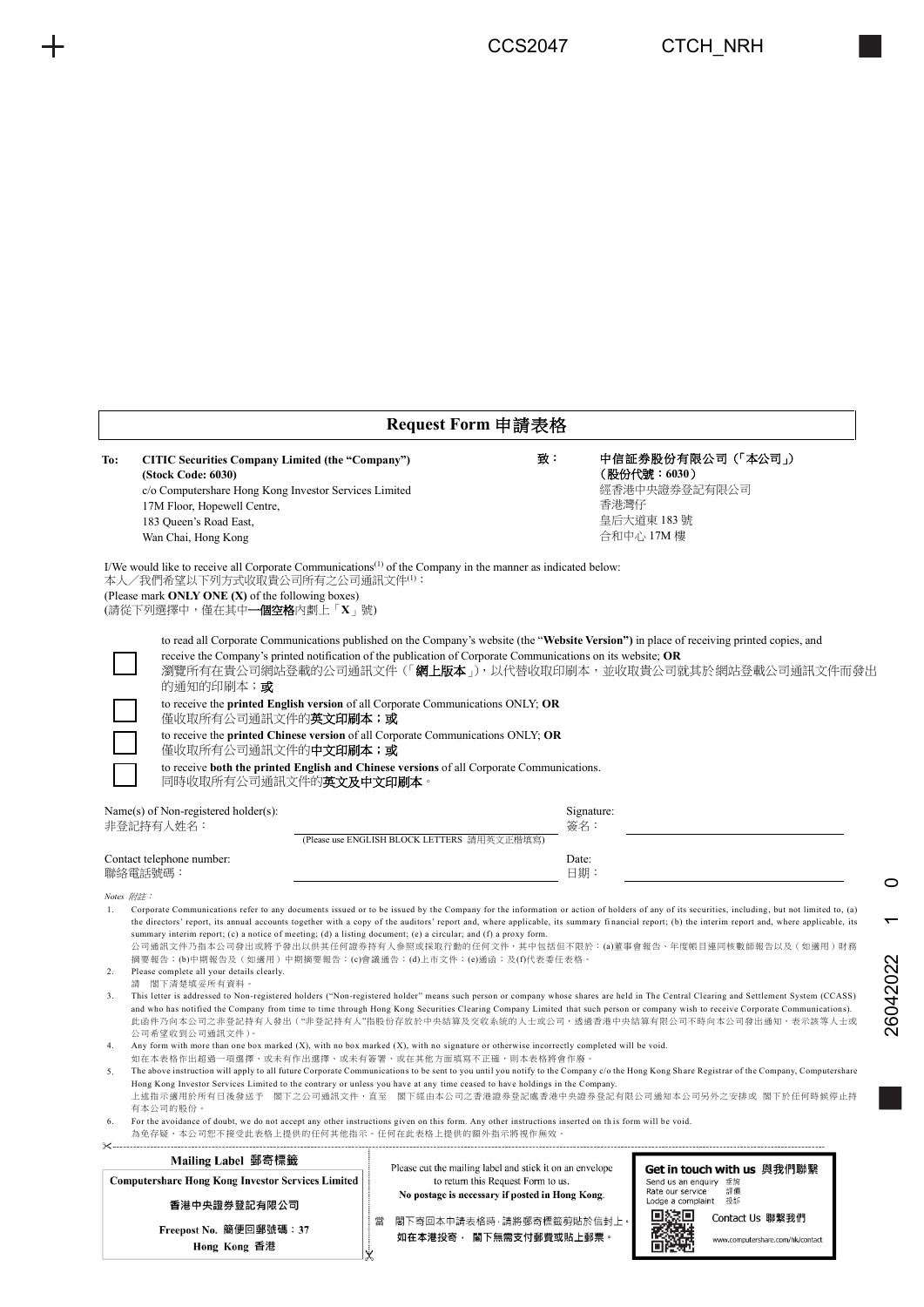## Request Form 申請表格

**To:** **CITIC Securities Company Limited (the "Company")**
**(Stock Code: 6030)**
c/o Computershare Hong Kong Investor Services Limited
17M Floor, Hopewell Centre,
183 Queen's Road East,
Wan Chai, Hong Kong

**致：** **中信証券股份有限公司（「本公司」）**
**（股份代號：6030）**
經香港中央證券登記有限公司
香港灣仔
皇后大道東183號
合和中心17M樓

I/We would like to receive all Corporate Communications[(1)] of the Company in the manner as indicated below:
本人／我們希望以下列方式收取貴公司所有之公司通訊文件[(1)]：
(Please mark **ONLY ONE (X)** of the following boxes)
(請從下列選擇中，僅在其中**一個空格**內劃上「**X**」號)

☐ to read all Corporate Communications published on the Company's website (the "**Website Version**") in place of receiving printed copies, and receive the Company's printed notification of the publication of Corporate Communications on its website; **OR**
瀏覽所有在貴公司網站登載的公司通訊文件（「**網上版本**」），以代替收取印刷本，並收取貴公司就其於網站登載公司通訊文件而發出的通知的印刷本；**或**

☐ to receive the **printed English version** of all Corporate Communications ONLY; **OR**
僅收取所有公司通訊文件的**英文印刷本；或**

☐ to receive the **printed Chinese version** of all Corporate Communications ONLY; **OR**
僅收取所有公司通訊文件的**中文印刷本；或**

☐ to receive **both the printed English and Chinese versions** of all Corporate Communications.
同時收取所有公司通訊文件的**英文及中文印刷本**。

Name(s) of Non-registered holder(s):
非登記持有人姓名：
(Please use ENGLISH BLOCK LETTERS 請用英文正楷填寫)

Signature:
簽名：

Contact telephone number:
聯絡電話號碼：

Date:
日期：

*Notes 附註：*

1. Corporate Communications refer to any documents issued or to be issued by the Company for the information or action of holders of any of its securities, including, but not limited to, (a) the directors' report, its annual accounts together with a copy of the auditors' report and, where applicable, its summary financial report; (b) the interim report and, where applicable, its summary interim report; (c) a notice of meeting; (d) a listing document; (e) a circular; and (f) a proxy form.
公司通訊文件乃指本公司發出或將予發出以供其任何證券持有人參照或採取行動的任何文件，其中包括但不限於：(a)董事會報告、年度帳目連同核數師報告以及（如適用）財務摘要報告；(b)中期報告及（如適用）中期摘要報告；(c)會議通告；(d)上市文件；(e)通函；及(f)代表委任表格。
2. Please complete all your details clearly.
請　閣下清楚填妥所有資料。
3. This letter is addressed to Non-registered holders ("Non-registered holder" means such person or company whose shares are held in The Central Clearing and Settlement System (CCASS) and who has notified the Company from time to time through Hong Kong Securities Clearing Company Limited that such person or company wish to receive Corporate Communications).
此函件乃向本公司之非登記持有人發出（"非登記持有人"指股份存放於中央結算及交收系統的人士或公司，透過香港中央結算有限公司不時向本公司發出通知，表示該等人士或公司希望收到公司通訊文件）。
4. Any form with more than one box marked (X), with no box marked (X), with no signature or otherwise incorrectly completed will be void.
如在本表格作出超過一項選擇、或未有作出選擇、或未有簽署、或在其他方面填寫不正確，則本表格將會作廢。
5. The above instruction will apply to all future Corporate Communications to be sent to you until you notify to the Company c/o the Hong Kong Share Registrar of the Company, Computershare Hong Kong Investor Services Limited to the contrary or unless you have at any time ceased to have holdings in the Company.
上述指示適用於所有日後發送予　閣下之公司通訊文件，直至　閣下經由本公司之香港證券登記處香港中央證券登記有限公司通知本公司另外之安排或　閣下於任何時候停止持有本公司的股份。
6. For the avoidance of doubt, we do not accept any other instructions given on this form. Any other instructions inserted on this form will be void.
為免存疑，本公司恕不接受此表格上提供的任何其他指示。任何在此表格上提供的額外指示將視作無效。

**Mailing Label 郵寄標籤**

**Computershare Hong Kong Investor Services Limited**
**香港中央證券登記有限公司**
**Freepost No. 簡便回郵號碼：37**
**Hong Kong 香港**

Please cut the mailing label and stick it on an envelope to return this Request Form to us.
**No postage is necessary if posted in Hong Kong.**

當　閣下寄回本申請表格時，請將郵寄標籤剪貼於信封上。
**如在本港投寄，　閣下無需支付郵費或貼上郵票。**

**Get in touch with us 與我們聯繫**
Send us an enquiry 查詢
Rate our service 評價
Lodge a complaint 投訴
Contact Us 聯繫我們
www.computershare.com/hk/contact